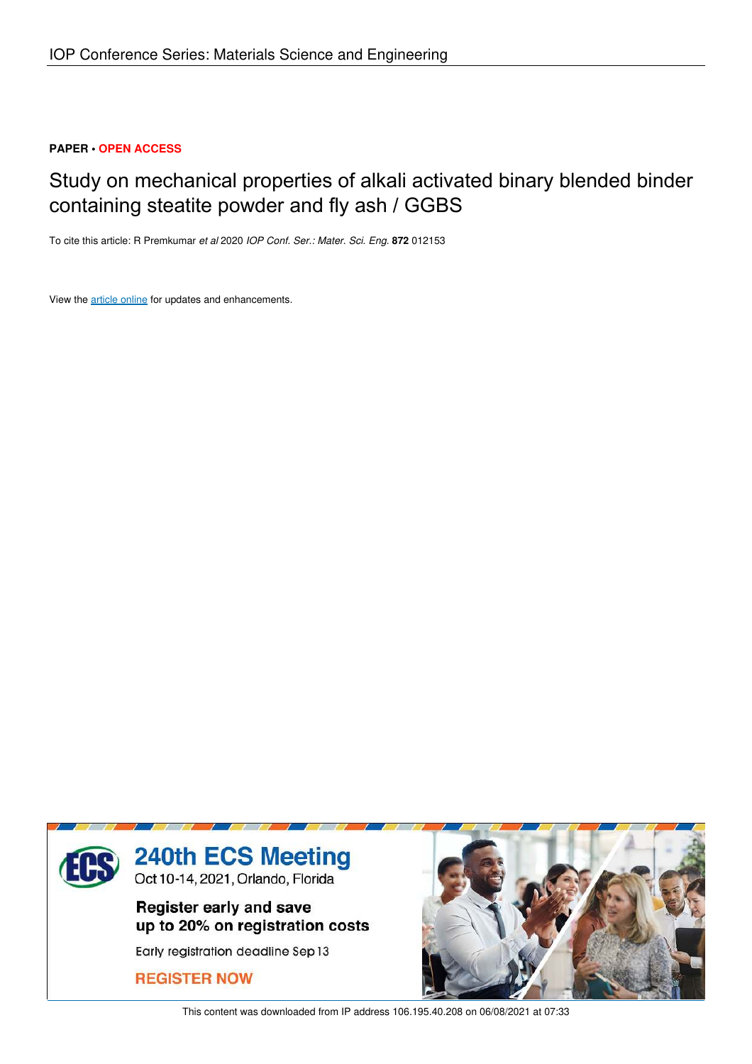IOP Conference Series: Materials Science and Engineering

**PAPER • OPEN ACCESS**

# Study on mechanical properties of alkali activated binary blended binder containing steatite powder and fly ash / GGBS

To cite this article: R Premkumar *et al* 2020 *IOP Conf. Ser.: Mater. Sci. Eng.* **872** 012153

View the article online for updates and enhancements.

**240th ECS Meeting**
Oct 10-14, 2021, Orlando, Florida

**Register early and save up to 20% on registration costs**

Early registration deadline Sep 13

**REGISTER NOW**

This content was downloaded from IP address 106.195.40.208 on 06/08/2021 at 07:33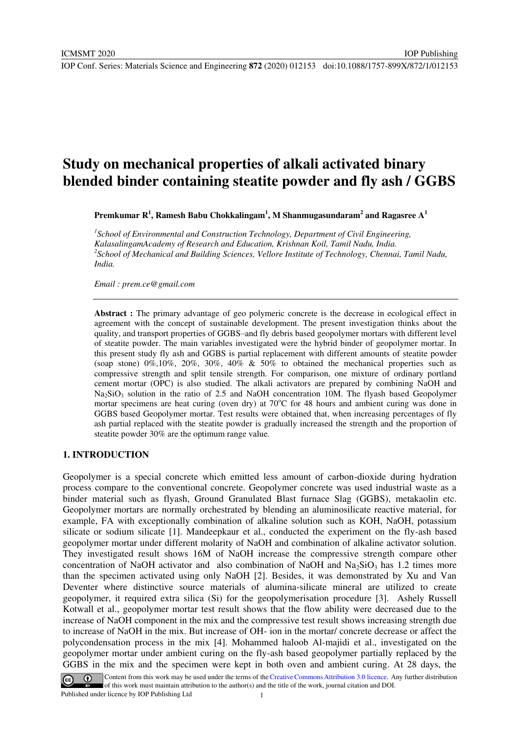# Study on mechanical properties of alkali activated binary blended binder containing steatite powder and fly ash / GGBS

**Premkumar R[1], Ramesh Babu Chokkalingam[1], M Shanmugasundaram[2] and Ragasree A[1]**

[1]*School of Environmental and Construction Technology, Department of Civil Engineering, KalasalingamAcademy of Research and Education, Krishnan Koil, Tamil Nadu, India.*
[2]*School of Mechanical and Building Sciences, Vellore Institute of Technology, Chennai, Tamil Nadu, India.*

*Email : prem.ce@gmail.com*

**Abstract :** The primary advantage of geo polymeric concrete is the decrease in ecological effect in agreement with the concept of sustainable development. The present investigation thinks about the quality, and transport properties of GGBS–and fly debris based geopolymer mortars with different level of steatite powder. The main variables investigated were the hybrid binder of geopolymer mortar. In this present study fly ash and GGBS is partial replacement with different amounts of steatite powder (soap stone) 0%,10%, 20%, 30%, 40% & 50% to obtained the mechanical properties such as compressive strength and split tensile strength. For comparison, one mixture of ordinary portland cement mortar (OPC) is also studied. The alkali activators are prepared by combining NaOH and $Na_2SiO_3$ solution in the ratio of 2.5 and NaOH concentration 10M. The flyash based Geopolymer mortar specimens are heat curing (oven dry) at 70°C for 48 hours and ambient curing was done in GGBS based Geopolymer mortar. Test results were obtained that, when increasing percentages of fly ash partial replaced with the steatite powder is gradually increased the strength and the proportion of steatite powder 30% are the optimum range value.

## 1. INTRODUCTION

Geopolymer is a special concrete which emitted less amount of carbon-dioxide during hydration process compare to the conventional concrete. Geopolymer concrete was used industrial waste as a binder material such as flyash, Ground Granulated Blast furnace Slag (GGBS), metakaolin etc. Geopolymer mortars are normally orchestrated by blending an aluminosilicate reactive material, for example, FA with exceptionally combination of alkaline solution such as KOH, NaOH, potassium silicate or sodium silicate [1]. Mandeepkaur et al., conducted the experiment on the fly-ash based geopolymer mortar under different molarity of NaOH and combination of alkaline activator solution. They investigated result shows 16M of NaOH increase the compressive strength compare other concentration of NaOH activator and also combination of NaOH and $Na_2SiO_3$ has 1.2 times more than the specimen activated using only NaOH [2]. Besides, it was demonstrated by Xu and Van Deventer where distinctive source materials of alumina-silicate mineral are utilized to create geopolymer, it required extra silica (Si) for the geopolymerisation procedure [3]. Ashely Russell Kotwall et al., geopolymer mortar test result shows that the flow ability were decreased due to the increase of NaOH component in the mix and the compressive test result shows increasing strength due to increase of NaOH in the mix. But increase of OH- ion in the mortar/ concrete decrease or affect the polycondensation process in the mix [4]. Mohammed haloob Al-majidi et al., investigated on the geopolymer mortar under ambient curing on the fly-ash based geopolymer partially replaced by the GGBS in the mix and the specimen were kept in both oven and ambient curing. At 28 days, the

Content from this work may be used under the terms of the Creative Commons Attribution 3.0 licence. Any further distribution of this work must maintain attribution to the author(s) and the title of the work, journal citation and DOI.
Published under licence by IOP Publishing Ltd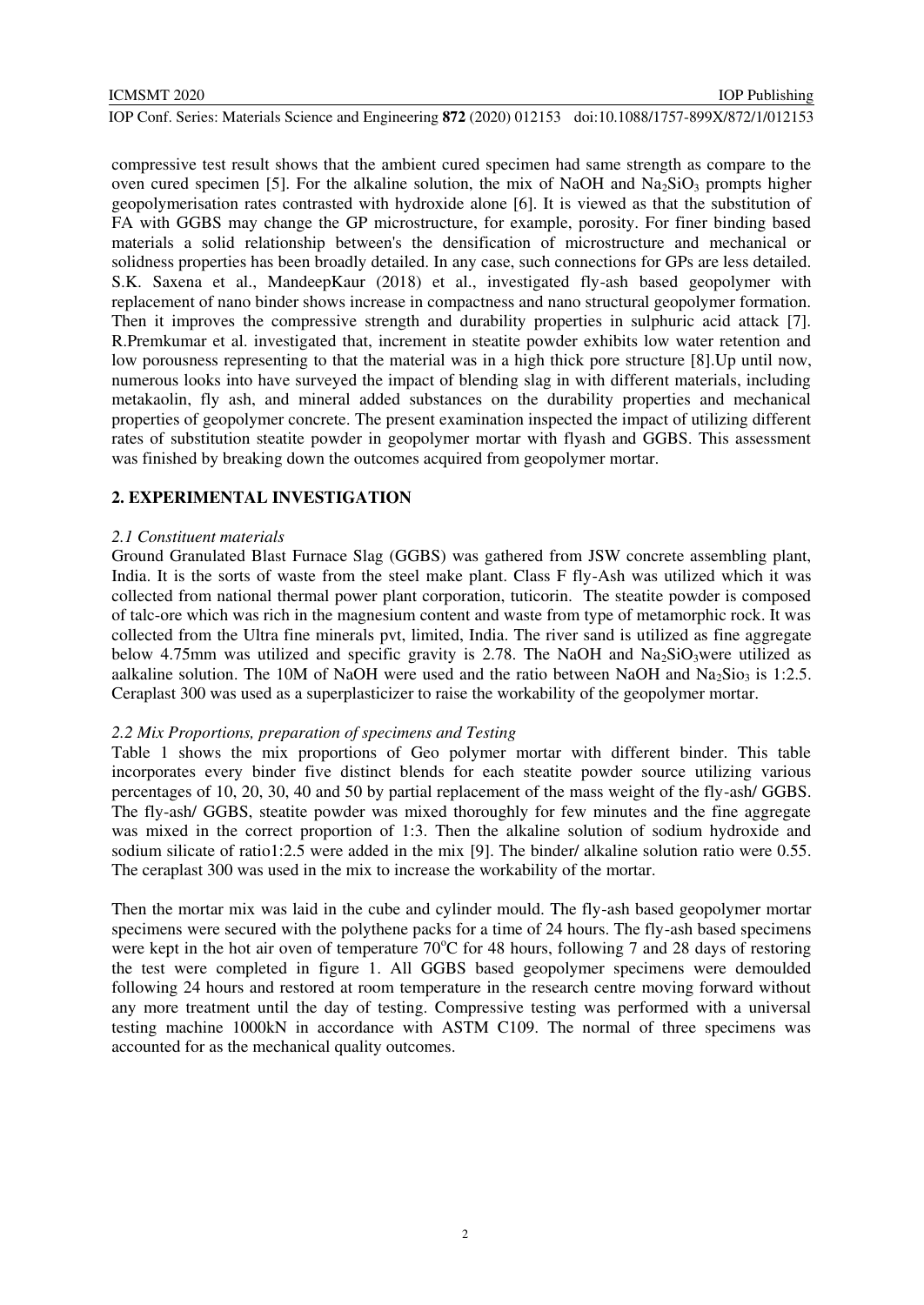compressive test result shows that the ambient cured specimen had same strength as compare to the oven cured specimen [5]. For the alkaline solution, the mix of NaOH and $Na_2SiO_3$ prompts higher geopolymerisation rates contrasted with hydroxide alone [6]. It is viewed as that the substitution of FA with GGBS may change the GP microstructure, for example, porosity. For finer binding based materials a solid relationship between's the densification of microstructure and mechanical or solidness properties has been broadly detailed. In any case, such connections for GPs are less detailed. S.K. Saxena et al., MandeepKaur (2018) et al., investigated fly-ash based geopolymer with replacement of nano binder shows increase in compactness and nano structural geopolymer formation. Then it improves the compressive strength and durability properties in sulphuric acid attack [7]. R.Premkumar et al. investigated that, increment in steatite powder exhibits low water retention and low porousness representing to that the material was in a high thick pore structure [8].Up until now, numerous looks into have surveyed the impact of blending slag in with different materials, including metakaolin, fly ash, and mineral added substances on the durability properties and mechanical properties of geopolymer concrete. The present examination inspected the impact of utilizing different rates of substitution steatite powder in geopolymer mortar with flyash and GGBS. This assessment was finished by breaking down the outcomes acquired from geopolymer mortar.

## 2. EXPERIMENTAL INVESTIGATION

### *2.1 Constituent materials*

Ground Granulated Blast Furnace Slag (GGBS) was gathered from JSW concrete assembling plant, India. It is the sorts of waste from the steel make plant. Class F fly-Ash was utilized which it was collected from national thermal power plant corporation, tuticorin. The steatite powder is composed of talc-ore which was rich in the magnesium content and waste from type of metamorphic rock. It was collected from the Ultra fine minerals pvt, limited, India. The river sand is utilized as fine aggregate below 4.75mm was utilized and specific gravity is 2.78. The NaOH and $Na_2SiO_3$were utilized as aalkaline solution. The 10M of NaOH were used and the ratio between NaOH and $Na_2Sio_3$ is 1:2.5. Ceraplast 300 was used as a superplasticizer to raise the workability of the geopolymer mortar.

### *2.2 Mix Proportions, preparation of specimens and Testing*

Table 1 shows the mix proportions of Geo polymer mortar with different binder. This table incorporates every binder five distinct blends for each steatite powder source utilizing various percentages of 10, 20, 30, 40 and 50 by partial replacement of the mass weight of the fly-ash/ GGBS. The fly-ash/ GGBS, steatite powder was mixed thoroughly for few minutes and the fine aggregate was mixed in the correct proportion of 1:3. Then the alkaline solution of sodium hydroxide and sodium silicate of ratio1:2.5 were added in the mix [9]. The binder/ alkaline solution ratio were 0.55. The ceraplast 300 was used in the mix to increase the workability of the mortar.

Then the mortar mix was laid in the cube and cylinder mould. The fly-ash based geopolymer mortar specimens were secured with the polythene packs for a time of 24 hours. The fly-ash based specimens were kept in the hot air oven of temperature 70°C for 48 hours, following 7 and 28 days of restoring the test were completed in figure 1. All GGBS based geopolymer specimens were demoulded following 24 hours and restored at room temperature in the research centre moving forward without any more treatment until the day of testing. Compressive testing was performed with a universal testing machine 1000kN in accordance with ASTM C109. The normal of three specimens was accounted for as the mechanical quality outcomes.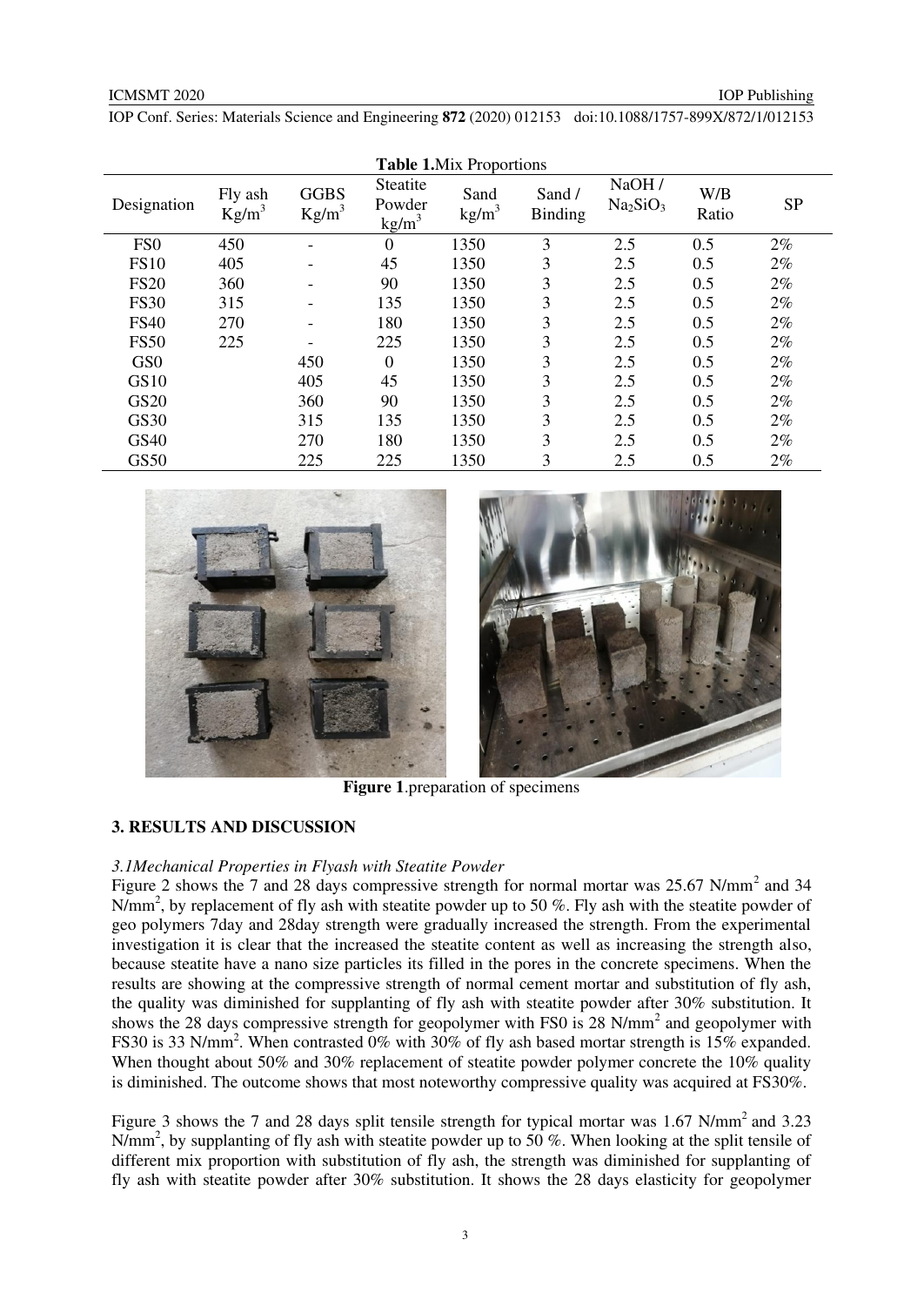**Table 1.** Mix Proportions

| Designation | Fly ash $Kg/m^3$ | GGBS $Kg/m^3$ | Steatite Powder $kg/m^3$ | Sand $kg/m^3$ | Sand / Binding | NaOH / $Na_2SiO_3$ | W/B Ratio | SP |
|---|---|---|---|---|---|---|---|---|
| FS0 | 450 | - | 0 | 1350 | 3 | 2.5 | 0.5 | 2% |
| FS10 | 405 | - | 45 | 1350 | 3 | 2.5 | 0.5 | 2% |
| FS20 | 360 | - | 90 | 1350 | 3 | 2.5 | 0.5 | 2% |
| FS30 | 315 | - | 135 | 1350 | 3 | 2.5 | 0.5 | 2% |
| FS40 | 270 | - | 180 | 1350 | 3 | 2.5 | 0.5 | 2% |
| FS50 | 225 | - | 225 | 1350 | 3 | 2.5 | 0.5 | 2% |
| GS0 | | 450 | 0 | 1350 | 3 | 2.5 | 0.5 | 2% |
| GS10 | | 405 | 45 | 1350 | 3 | 2.5 | 0.5 | 2% |
| GS20 | | 360 | 90 | 1350 | 3 | 2.5 | 0.5 | 2% |
| GS30 | | 315 | 135 | 1350 | 3 | 2.5 | 0.5 | 2% |
| GS40 | | 270 | 180 | 1350 | 3 | 2.5 | 0.5 | 2% |
| GS50 | | 225 | 225 | 1350 | 3 | 2.5 | 0.5 | 2% |

**Figure 1**.preparation of specimens

## 3. RESULTS AND DISCUSSION

### *3.1Mechanical Properties in Flyash with Steatite Powder*

Figure 2 shows the 7 and 28 days compressive strength for normal mortar was 25.67 $N/mm^2$ and 34 $N/mm^2$, by replacement of fly ash with steatite powder up to 50 %. Fly ash with the steatite powder of geo polymers 7day and 28day strength were gradually increased the strength. From the experimental investigation it is clear that the increased the steatite content as well as increasing the strength also, because steatite have a nano size particles its filled in the pores in the concrete specimens. When the results are showing at the compressive strength of normal cement mortar and substitution of fly ash, the quality was diminished for supplanting of fly ash with steatite powder after 30% substitution. It shows the 28 days compressive strength for geopolymer with FS0 is 28 $N/mm^2$ and geopolymer with FS30 is 33 $N/mm^2$. When contrasted 0% with 30% of fly ash based mortar strength is 15% expanded. When thought about 50% and 30% replacement of steatite powder polymer concrete the 10% quality is diminished. The outcome shows that most noteworthy compressive quality was acquired at FS30%.

Figure 3 shows the 7 and 28 days split tensile strength for typical mortar was 1.67 $N/mm^2$ and 3.23 $N/mm^2$, by supplanting of fly ash with steatite powder up to 50 %. When looking at the split tensile of different mix proportion with substitution of fly ash, the strength was diminished for supplanting of fly ash with steatite powder after 30% substitution. It shows the 28 days elasticity for geopolymer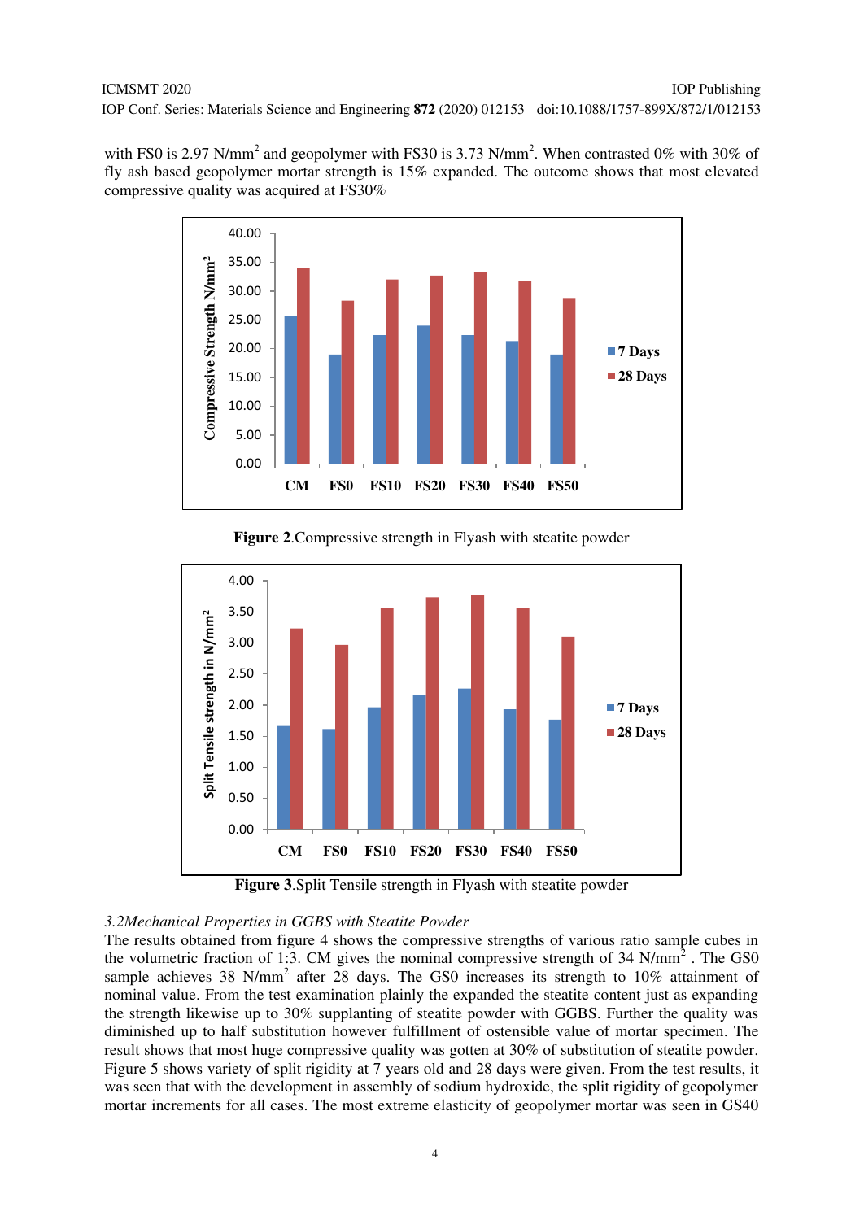with FS0 is 2.97 N/mm$^2$ and geopolymer with FS30 is 3.73 N/mm$^2$. When contrasted 0% with 30% of fly ash based geopolymer mortar strength is 15% expanded. The outcome shows that most elevated compressive quality was acquired at FS30%

**Figure 2**.Compressive strength in Flyash with steatite powder

**Figure 3**.Split Tensile strength in Flyash with steatite powder

*3.2Mechanical Properties in GGBS with Steatite Powder*

The results obtained from figure 4 shows the compressive strengths of various ratio sample cubes in the volumetric fraction of 1:3. CM gives the nominal compressive strength of 34 N/mm$^2$ . The GS0 sample achieves 38 N/mm$^2$ after 28 days. The GS0 increases its strength to 10% attainment of nominal value. From the test examination plainly the expanded the steatite content just as expanding the strength likewise up to 30% supplanting of steatite powder with GGBS. Further the quality was diminished up to half substitution however fulfillment of ostensible value of mortar specimen. The result shows that most huge compressive quality was gotten at 30% of substitution of steatite powder. Figure 5 shows variety of split rigidity at 7 years old and 28 days were given. From the test results, it was seen that with the development in assembly of sodium hydroxide, the split rigidity of geopolymer mortar increments for all cases. The most extreme elasticity of geopolymer mortar was seen in GS40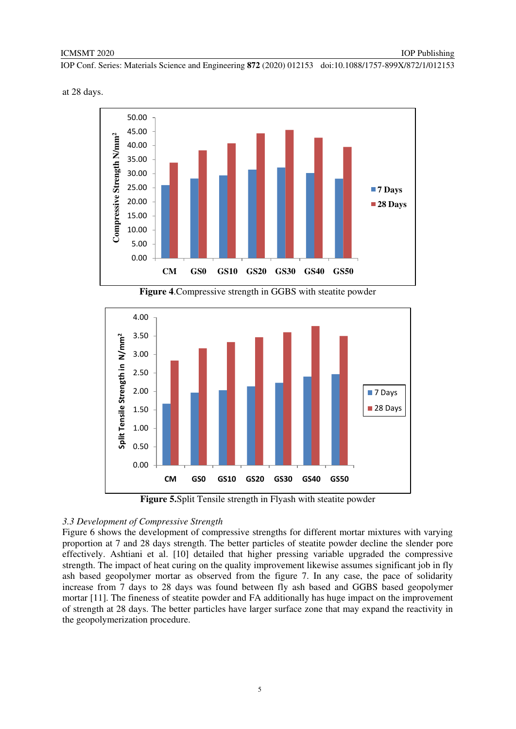at 28 days.

Figure 4.Compressive strength in GGBS with steatite powder

Figure 5.Split Tensile strength in Flyash with steatite powder

*3.3 Development of Compressive Strength*

Figure 6 shows the development of compressive strengths for different mortar mixtures with varying proportion at 7 and 28 days strength. The better particles of steatite powder decline the slender pore effectively. Ashtiani et al. [10] detailed that higher pressing variable upgraded the compressive strength. The impact of heat curing on the quality improvement likewise assumes significant job in fly ash based geopolymer mortar as observed from the figure 7. In any case, the pace of solidarity increase from 7 days to 28 days was found between fly ash based and GGBS based geopolymer mortar [11]. The fineness of steatite powder and FA additionally has huge impact on the improvement of strength at 28 days. The better particles have larger surface zone that may expand the reactivity in the geopolymerization procedure.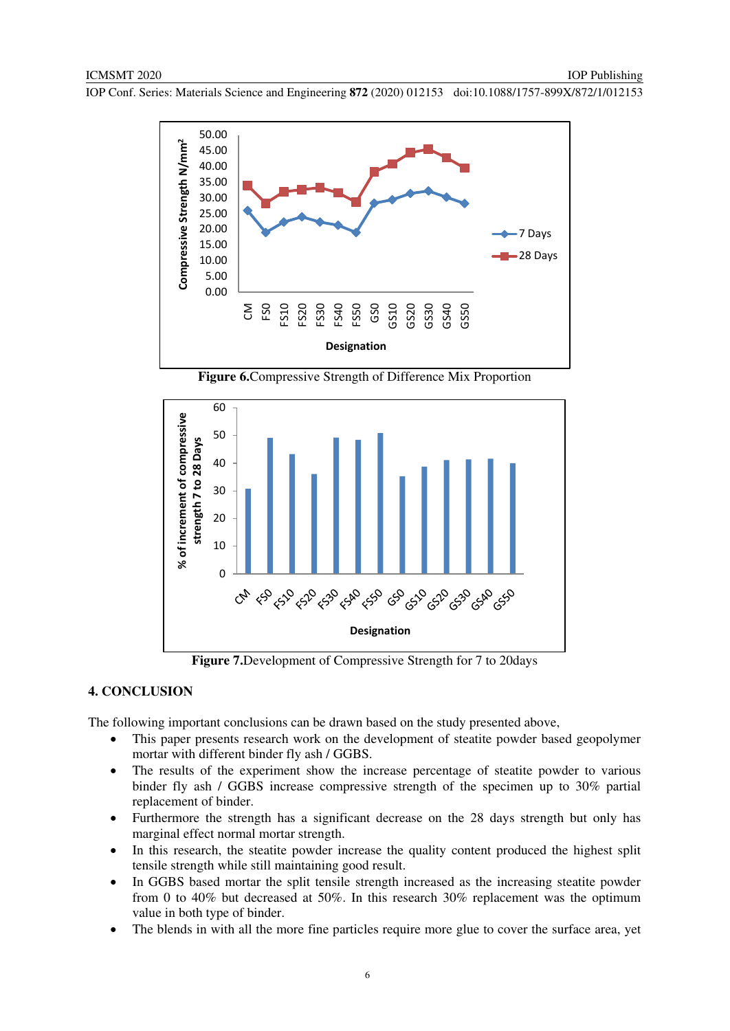**Figure 6.**Compressive Strength of Difference Mix Proportion

**Figure 7.**Development of Compressive Strength for 7 to 20days

## 4. CONCLUSION

The following important conclusions can be drawn based on the study presented above,

- This paper presents research work on the development of steatite powder based geopolymer mortar with different binder fly ash / GGBS.
- The results of the experiment show the increase percentage of steatite powder to various binder fly ash / GGBS increase compressive strength of the specimen up to 30% partial replacement of binder.
- Furthermore the strength has a significant decrease on the 28 days strength but only has marginal effect normal mortar strength.
- In this research, the steatite powder increase the quality content produced the highest split tensile strength while still maintaining good result.
- In GGBS based mortar the split tensile strength increased as the increasing steatite powder from 0 to 40% but decreased at 50%. In this research 30% replacement was the optimum value in both type of binder.
- The blends in with all the more fine particles require more glue to cover the surface area, yet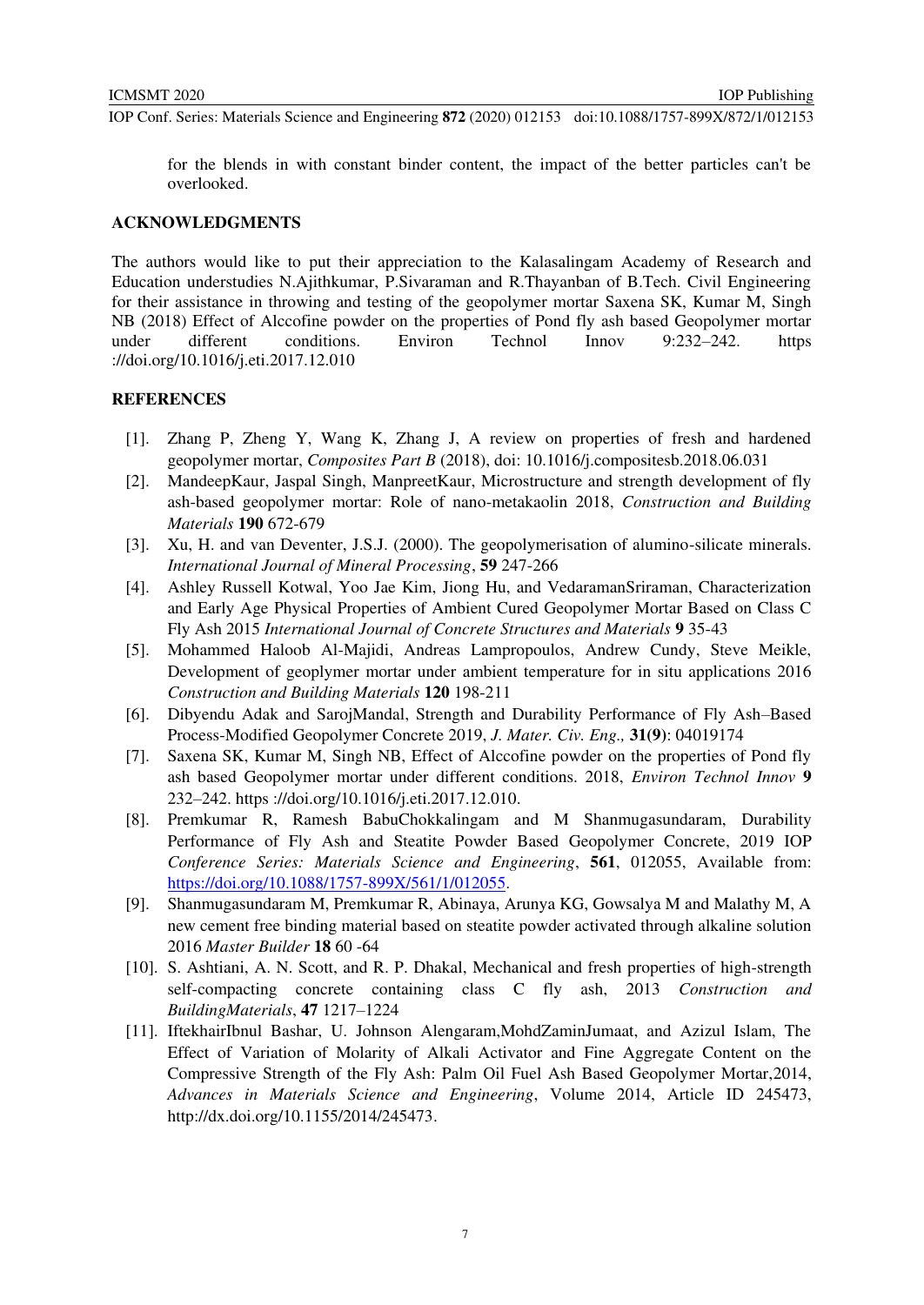for the blends in with constant binder content, the impact of the better particles can't be overlooked.

## ACKNOWLEDGMENTS

The authors would like to put their appreciation to the Kalasalingam Academy of Research and Education understudies N.Ajithkumar, P.Sivaraman and R.Thayanban of B.Tech. Civil Engineering for their assistance in throwing and testing of the geopolymer mortar Saxena SK, Kumar M, Singh NB (2018) Effect of Alccofine powder on the properties of Pond fly ash based Geopolymer mortar under different conditions. Environ Technol Innov 9:232–242. https ://doi.org/10.1016/j.eti.2017.12.010

## REFERENCES

[1]. Zhang P, Zheng Y, Wang K, Zhang J, A review on properties of fresh and hardened geopolymer mortar, *Composites Part B* (2018), doi: 10.1016/j.compositesb.2018.06.031

[2]. MandeepKaur, Jaspal Singh, ManpreetKaur, Microstructure and strength development of fly ash-based geopolymer mortar: Role of nano-metakaolin 2018, *Construction and Building Materials* **190** 672-679

[3]. Xu, H. and van Deventer, J.S.J. (2000). The geopolymerisation of alumino-silicate minerals. *International Journal of Mineral Processing*, **59** 247-266

[4]. Ashley Russell Kotwal, Yoo Jae Kim, Jiong Hu, and VedaramanSriraman, Characterization and Early Age Physical Properties of Ambient Cured Geopolymer Mortar Based on Class C Fly Ash 2015 *International Journal of Concrete Structures and Materials* **9** 35-43

[5]. Mohammed Haloob Al-Majidi, Andreas Lampropoulos, Andrew Cundy, Steve Meikle, Development of geoplymer mortar under ambient temperature for in situ applications 2016 *Construction and Building Materials* **120** 198-211

[6]. Dibyendu Adak and SarojMandal, Strength and Durability Performance of Fly Ash–Based Process-Modified Geopolymer Concrete 2019, *J. Mater. Civ. Eng.,* **31(9)**: 04019174

[7]. Saxena SK, Kumar M, Singh NB, Effect of Alccofine powder on the properties of Pond fly ash based Geopolymer mortar under different conditions. 2018, *Environ Technol Innov* **9** 232–242. https ://doi.org/10.1016/j.eti.2017.12.010.

[8]. Premkumar R, Ramesh BabuChokkalingam and M Shanmugasundaram, Durability Performance of Fly Ash and Steatite Powder Based Geopolymer Concrete, 2019 IOP *Conference Series: Materials Science and Engineering*, **561**, 012055, Available from: https://doi.org/10.1088/1757-899X/561/1/012055.

[9]. Shanmugasundaram M, Premkumar R, Abinaya, Arunya KG, Gowsalya M and Malathy M, A new cement free binding material based on steatite powder activated through alkaline solution 2016 *Master Builder* **18** 60 -64

[10]. S. Ashtiani, A. N. Scott, and R. P. Dhakal, Mechanical and fresh properties of high-strength self-compacting concrete containing class C fly ash, 2013 *Construction and BuildingMaterials*, **47** 1217–1224

[11]. IftekhairIbnul Bashar, U. Johnson Alengaram,MohdZaminJumaat, and Azizul Islam, The Effect of Variation of Molarity of Alkali Activator and Fine Aggregate Content on the Compressive Strength of the Fly Ash: Palm Oil Fuel Ash Based Geopolymer Mortar,2014, *Advances in Materials Science and Engineering*, Volume 2014, Article ID 245473, http://dx.doi.org/10.1155/2014/245473.